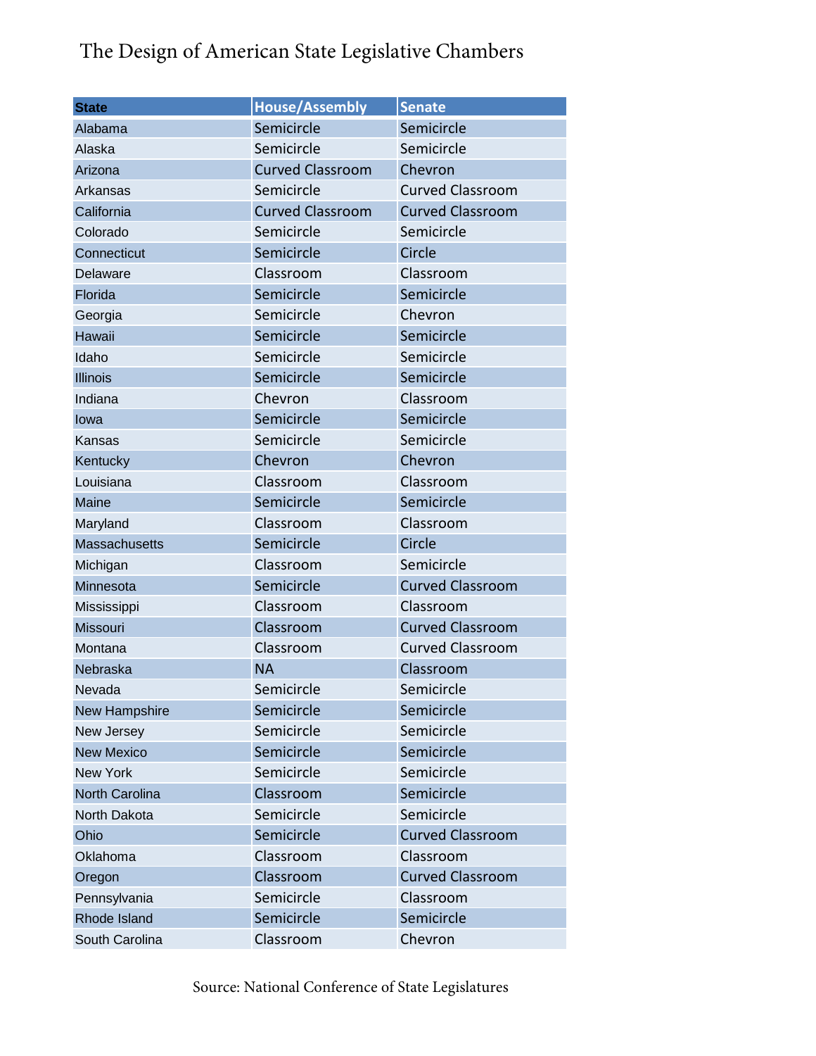# The Design of American State Legislative Chambers

| State | House/Assembly | Senate |
|---|---|---|
| Alabama | Semicircle | Semicircle |
| Alaska | Semicircle | Semicircle |
| Arizona | Curved Classroom | Chevron |
| Arkansas | Semicircle | Curved Classroom |
| California | Curved Classroom | Curved Classroom |
| Colorado | Semicircle | Semicircle |
| Connecticut | Semicircle | Circle |
| Delaware | Classroom | Classroom |
| Florida | Semicircle | Semicircle |
| Georgia | Semicircle | Chevron |
| Hawaii | Semicircle | Semicircle |
| Idaho | Semicircle | Semicircle |
| Illinois | Semicircle | Semicircle |
| Indiana | Chevron | Classroom |
| Iowa | Semicircle | Semicircle |
| Kansas | Semicircle | Semicircle |
| Kentucky | Chevron | Chevron |
| Louisiana | Classroom | Classroom |
| Maine | Semicircle | Semicircle |
| Maryland | Classroom | Classroom |
| Massachusetts | Semicircle | Circle |
| Michigan | Classroom | Semicircle |
| Minnesota | Semicircle | Curved Classroom |
| Mississippi | Classroom | Classroom |
| Missouri | Classroom | Curved Classroom |
| Montana | Classroom | Curved Classroom |
| Nebraska | NA | Classroom |
| Nevada | Semicircle | Semicircle |
| New Hampshire | Semicircle | Semicircle |
| New Jersey | Semicircle | Semicircle |
| New Mexico | Semicircle | Semicircle |
| New York | Semicircle | Semicircle |
| North Carolina | Classroom | Semicircle |
| North Dakota | Semicircle | Semicircle |
| Ohio | Semicircle | Curved Classroom |
| Oklahoma | Classroom | Classroom |
| Oregon | Classroom | Curved Classroom |
| Pennsylvania | Semicircle | Classroom |
| Rhode Island | Semicircle | Semicircle |
| South Carolina | Classroom | Chevron |

Source: National Conference of State Legislatures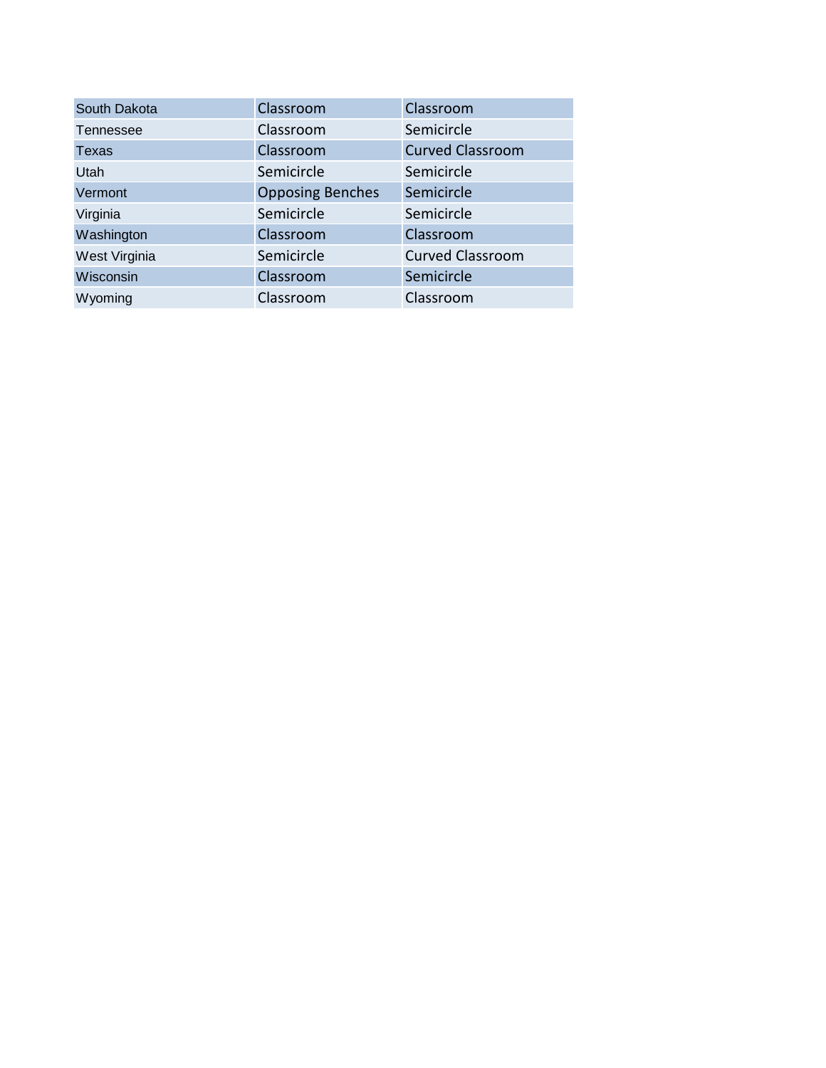| South Dakota | Classroom | Classroom |
|---|---|---|
| Tennessee | Classroom | Semicircle |
| Texas | Classroom | Curved Classroom |
| Utah | Semicircle | Semicircle |
| Vermont | Opposing Benches | Semicircle |
| Virginia | Semicircle | Semicircle |
| Washington | Classroom | Classroom |
| West Virginia | Semicircle | Curved Classroom |
| Wisconsin | Classroom | Semicircle |
| Wyoming | Classroom | Classroom |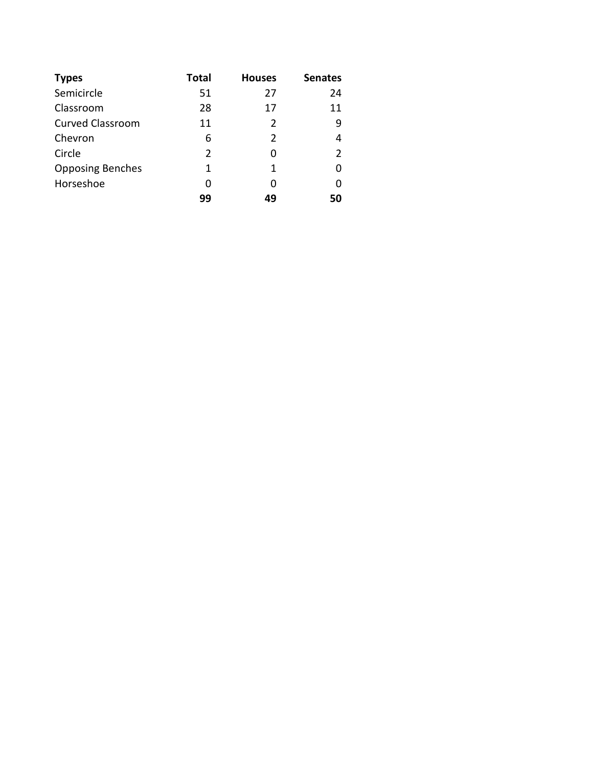| Types | Total | Houses | Senates |
|---|---|---|---|
| Semicircle | 51 | 27 | 24 |
| Classroom | 28 | 17 | 11 |
| Curved Classroom | 11 | 2 | 9 |
| Chevron | 6 | 2 | 4 |
| Circle | 2 | 0 | 2 |
| Opposing Benches | 1 | 1 | 0 |
| Horseshoe | 0 | 0 | 0 |
| | **99** | **49** | **50** |